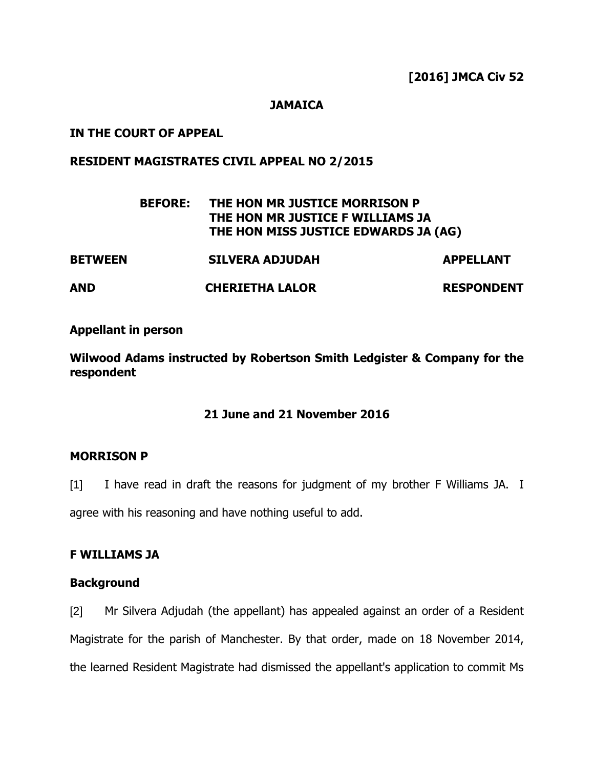**[2016] JMCA Civ 52**

**JAMAICA**

**IN THE COURT OF APPEAL**

**RESIDENT MAGISTRATES CIVIL APPEAL NO 2/2015**

**BEFORE: THE HON MR JUSTICE MORRISON P**
**THE HON MR JUSTICE F WILLIAMS JA**
**THE HON MISS JUSTICE EDWARDS JA (AG)**

| | | |
|---|---|---|
| **BETWEEN** | **SILVERA ADJUDAH** | **APPELLANT** |
| **AND** | **CHERIETHA LALOR** | **RESPONDENT** |

**Appellant in person**

**Wilwood Adams instructed by Robertson Smith Ledgister & Company for the respondent**

**21 June and 21 November 2016**

## MORRISON P

[1] I have read in draft the reasons for judgment of my brother F Williams JA. I agree with his reasoning and have nothing useful to add.

## F WILLIAMS JA

### Background

[2] Mr Silvera Adjudah (the appellant) has appealed against an order of a Resident Magistrate for the parish of Manchester. By that order, made on 18 November 2014, the learned Resident Magistrate had dismissed the appellant's application to commit Ms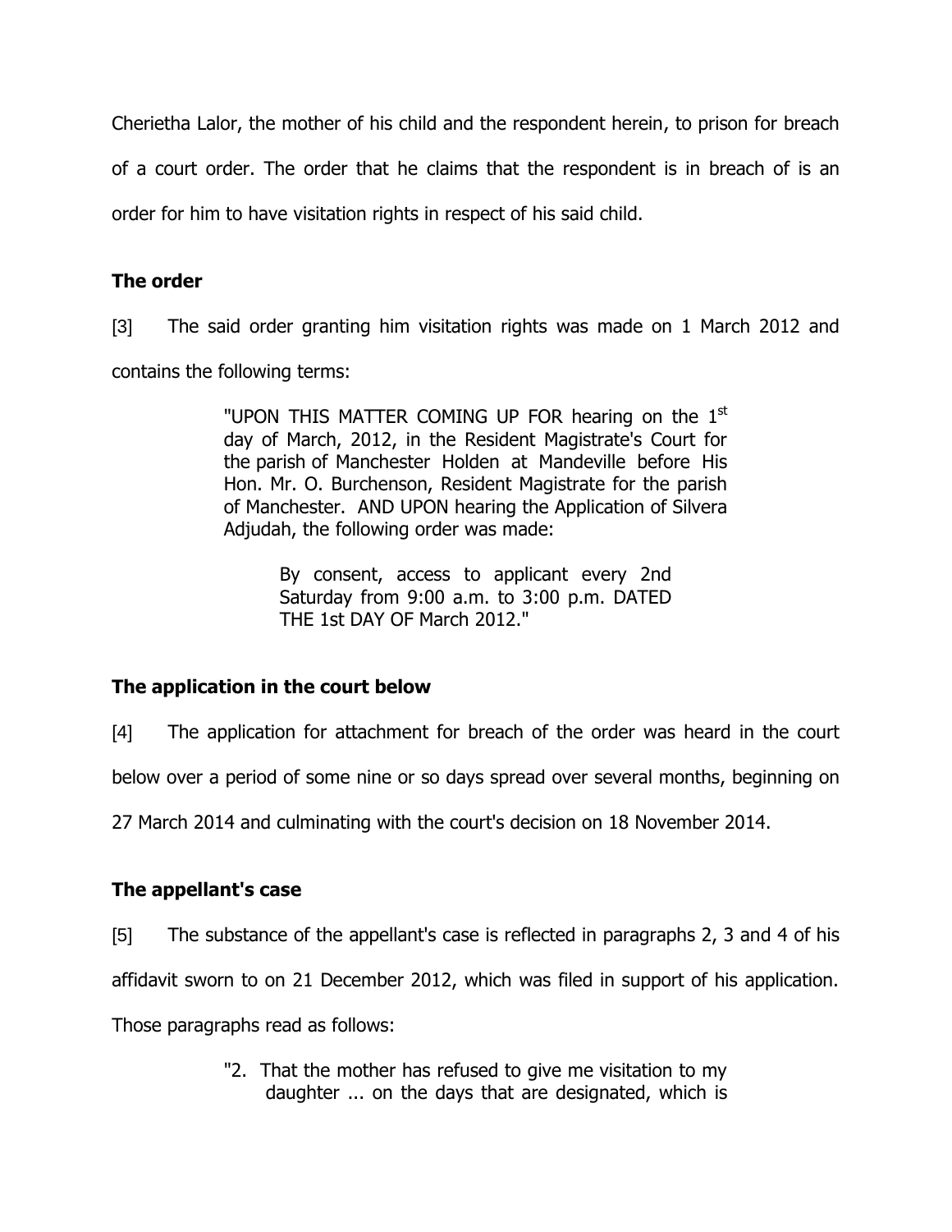Cherietha Lalor, the mother of his child and the respondent herein, to prison for breach of a court order. The order that he claims that the respondent is in breach of is an order for him to have visitation rights in respect of his said child.

### The order

[3] The said order granting him visitation rights was made on 1 March 2012 and contains the following terms:

> "UPON THIS MATTER COMING UP FOR hearing on the 1st day of March, 2012, in the Resident Magistrate's Court for the parish of Manchester Holden at Mandeville before His Hon. Mr. O. Burchenson, Resident Magistrate for the parish of Manchester. AND UPON hearing the Application of Silvera Adjudah, the following order was made:
>
> > By consent, access to applicant every 2nd Saturday from 9:00 a.m. to 3:00 p.m. DATED THE 1st DAY OF March 2012."

### The application in the court below

[4] The application for attachment for breach of the order was heard in the court below over a period of some nine or so days spread over several months, beginning on 27 March 2014 and culminating with the court's decision on 18 November 2014.

### The appellant's case

[5] The substance of the appellant's case is reflected in paragraphs 2, 3 and 4 of his affidavit sworn to on 21 December 2012, which was filed in support of his application. Those paragraphs read as follows:

> "2. That the mother has refused to give me visitation to my daughter ... on the days that are designated, which is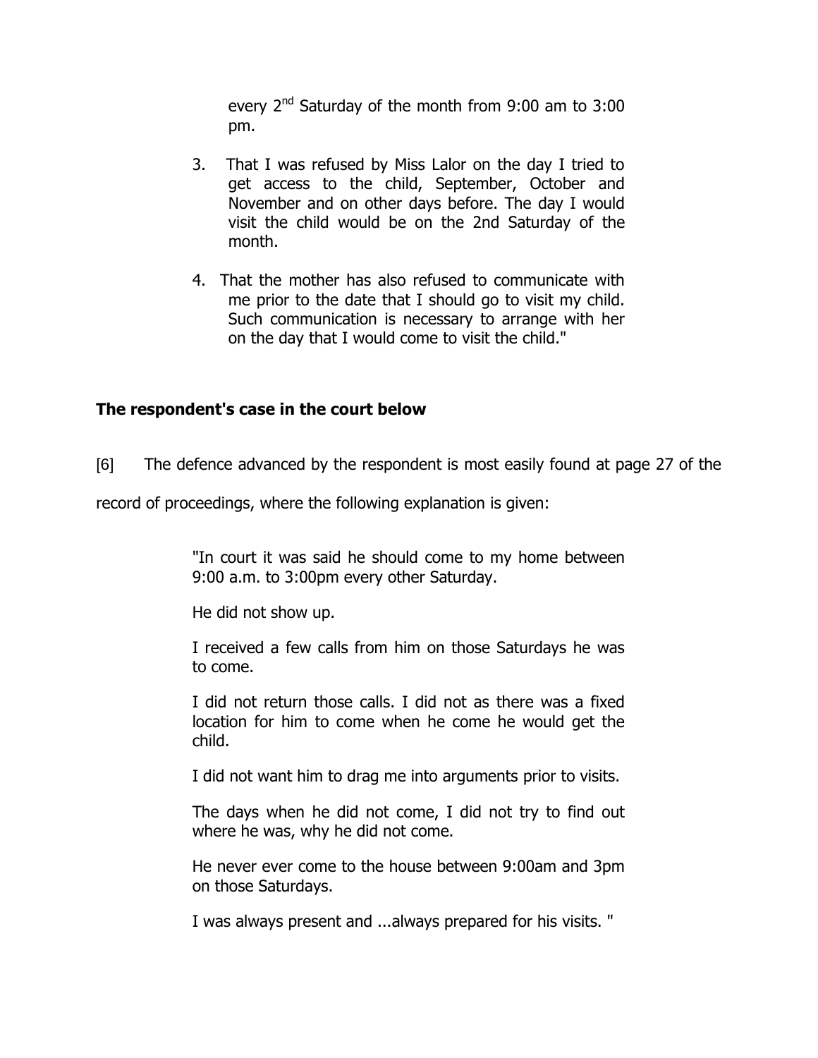every 2nd Saturday of the month from 9:00 am to 3:00 pm.

3. That I was refused by Miss Lalor on the day I tried to get access to the child, September, October and November and on other days before. The day I would visit the child would be on the 2nd Saturday of the month.

4. That the mother has also refused to communicate with me prior to the date that I should go to visit my child. Such communication is necessary to arrange with her on the day that I would come to visit the child."

**The respondent's case in the court below**

[6] The defence advanced by the respondent is most easily found at page 27 of the record of proceedings, where the following explanation is given:

> "In court it was said he should come to my home between 9:00 a.m. to 3:00pm every other Saturday.
>
> He did not show up.
>
> I received a few calls from him on those Saturdays he was to come.
>
> I did not return those calls. I did not as there was a fixed location for him to come when he come he would get the child.
>
> I did not want him to drag me into arguments prior to visits.
>
> The days when he did not come, I did not try to find out where he was, why he did not come.
>
> He never ever come to the house between 9:00am and 3pm on those Saturdays.
>
> I was always present and ...always prepared for his visits. "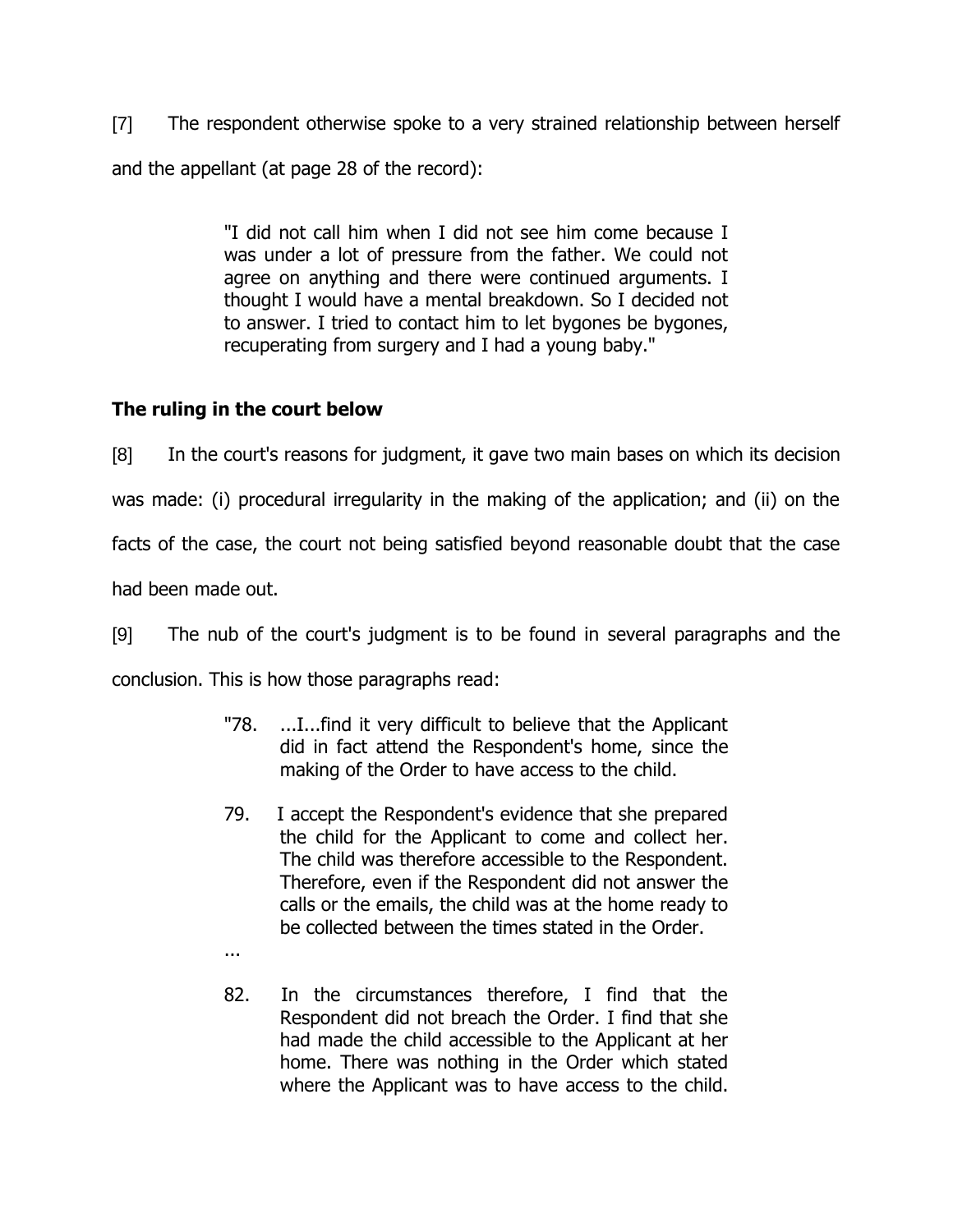[7] The respondent otherwise spoke to a very strained relationship between herself and the appellant (at page 28 of the record):

> "I did not call him when I did not see him come because I was under a lot of pressure from the father. We could not agree on anything and there were continued arguments. I thought I would have a mental breakdown. So I decided not to answer. I tried to contact him to let bygones be bygones, recuperating from surgery and I had a young baby."

## The ruling in the court below

[8] In the court's reasons for judgment, it gave two main bases on which its decision was made: (i) procedural irregularity in the making of the application; and (ii) on the facts of the case, the court not being satisfied beyond reasonable doubt that the case had been made out.

[9] The nub of the court's judgment is to be found in several paragraphs and the conclusion. This is how those paragraphs read:

> "78. ...I...find it very difficult to believe that the Applicant did in fact attend the Respondent's home, since the making of the Order to have access to the child.
>
> 79. I accept the Respondent's evidence that she prepared the child for the Applicant to come and collect her. The child was therefore accessible to the Respondent. Therefore, even if the Respondent did not answer the calls or the emails, the child was at the home ready to be collected between the times stated in the Order.
>
> ...
>
> 82. In the circumstances therefore, I find that the Respondent did not breach the Order. I find that she had made the child accessible to the Applicant at her home. There was nothing in the Order which stated where the Applicant was to have access to the child.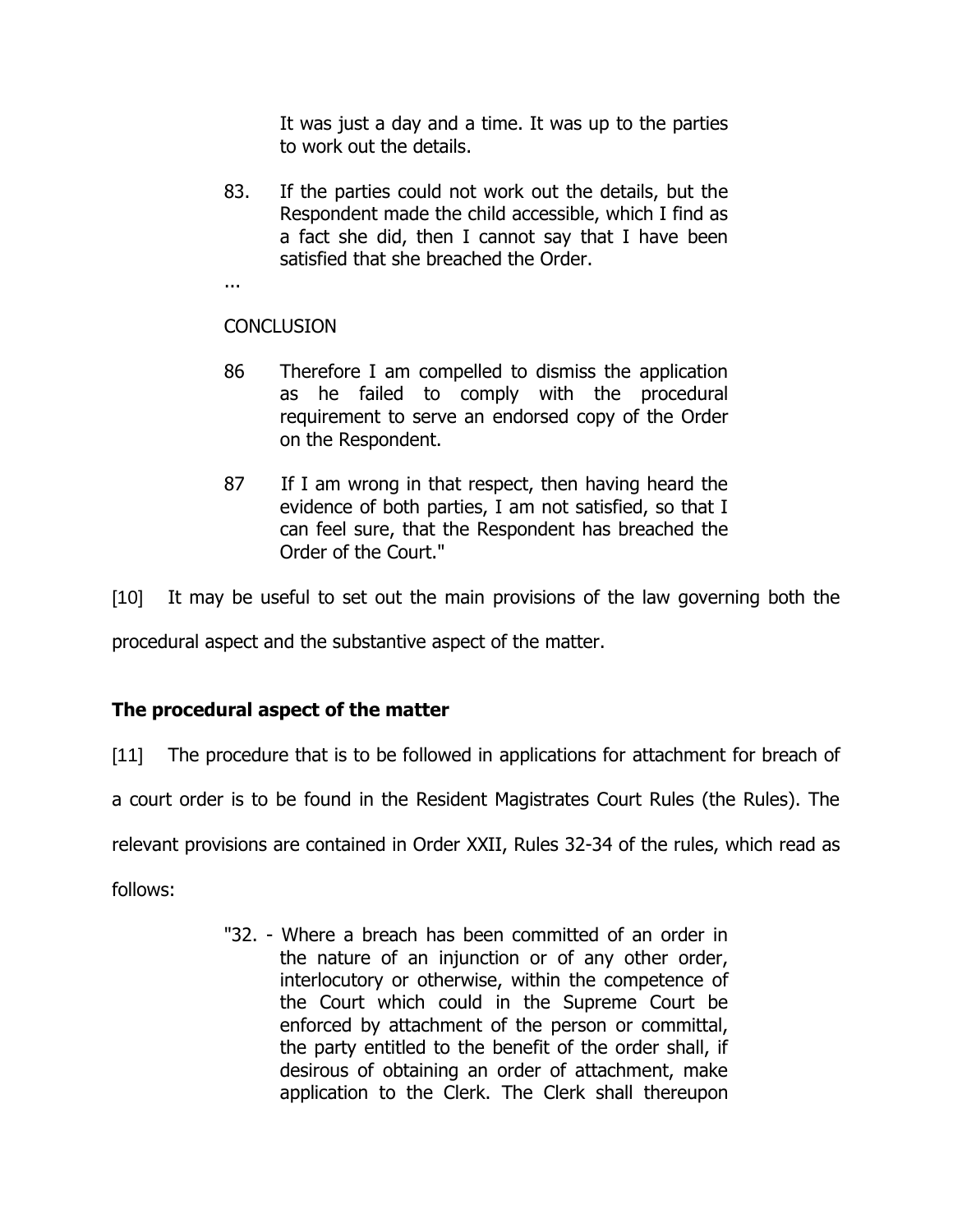> It was just a day and a time. It was up to the parties to work out the details.
>
> 83. If the parties could not work out the details, but the Respondent made the child accessible, which I find as a fact she did, then I cannot say that I have been satisfied that she breached the Order.
>
> ...
>
> CONCLUSION
>
> 86 Therefore I am compelled to dismiss the application as he failed to comply with the procedural requirement to serve an endorsed copy of the Order on the Respondent.
>
> 87 If I am wrong in that respect, then having heard the evidence of both parties, I am not satisfied, so that I can feel sure, that the Respondent has breached the Order of the Court."

[10] It may be useful to set out the main provisions of the law governing both the procedural aspect and the substantive aspect of the matter.

**The procedural aspect of the matter**

[11] The procedure that is to be followed in applications for attachment for breach of a court order is to be found in the Resident Magistrates Court Rules (the Rules). The relevant provisions are contained in Order XXII, Rules 32-34 of the rules, which read as follows:

> "32. - Where a breach has been committed of an order in the nature of an injunction or of any other order, interlocutory or otherwise, within the competence of the Court which could in the Supreme Court be enforced by attachment of the person or committal, the party entitled to the benefit of the order shall, if desirous of obtaining an order of attachment, make application to the Clerk. The Clerk shall thereupon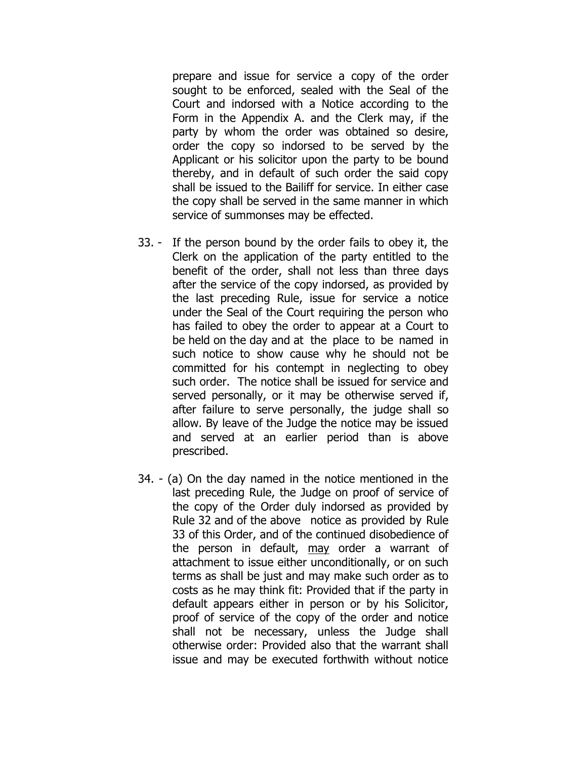prepare and issue for service a copy of the order sought to be enforced, sealed with the Seal of the Court and indorsed with a Notice according to the Form in the Appendix A. and the Clerk may, if the party by whom the order was obtained so desire, order the copy so indorsed to be served by the Applicant or his solicitor upon the party to be bound thereby, and in default of such order the said copy shall be issued to the Bailiff for service. In either case the copy shall be served in the same manner in which service of summonses may be effected.

33. - If the person bound by the order fails to obey it, the Clerk on the application of the party entitled to the benefit of the order, shall not less than three days after the service of the copy indorsed, as provided by the last preceding Rule, issue for service a notice under the Seal of the Court requiring the person who has failed to obey the order to appear at a Court to be held on the day and at the place to be named in such notice to show cause why he should not be committed for his contempt in neglecting to obey such order. The notice shall be issued for service and served personally, or it may be otherwise served if, after failure to serve personally, the judge shall so allow. By leave of the Judge the notice may be issued and served at an earlier period than is above prescribed.

34. - (a) On the day named in the notice mentioned in the last preceding Rule, the Judge on proof of service of the copy of the Order duly indorsed as provided by Rule 32 and of the above notice as provided by Rule 33 of this Order, and of the continued disobedience of the person in default, <u>may</u> order a warrant of attachment to issue either unconditionally, or on such terms as shall be just and may make such order as to costs as he may think fit: Provided that if the party in default appears either in person or by his Solicitor, proof of service of the copy of the order and notice shall not be necessary, unless the Judge shall otherwise order: Provided also that the warrant shall issue and may be executed forthwith without notice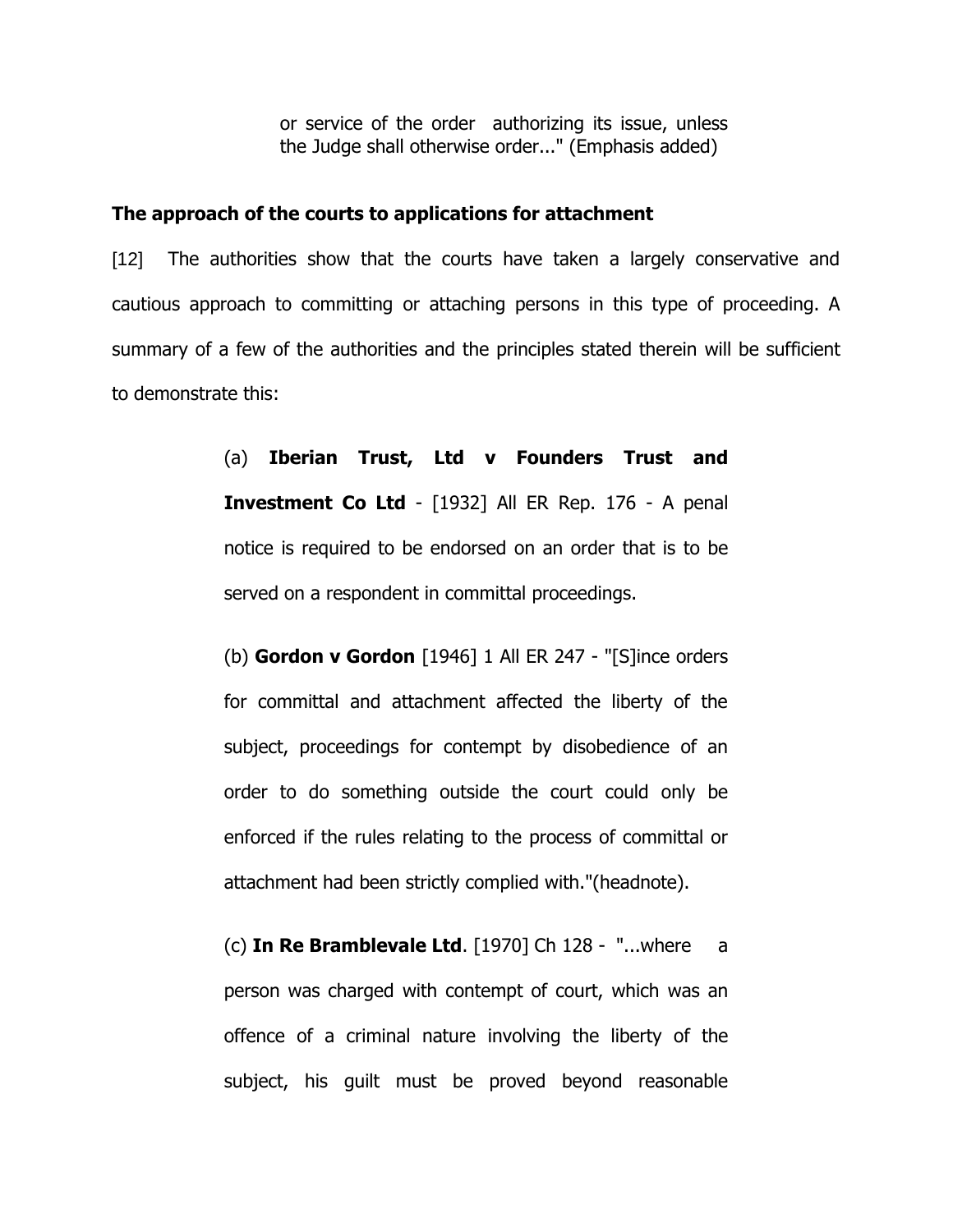> or service of the order authorizing its issue, unless the Judge shall otherwise order..." (Emphasis added)

**The approach of the courts to applications for attachment**

[12] The authorities show that the courts have taken a largely conservative and cautious approach to committing or attaching persons in this type of proceeding. A summary of a few of the authorities and the principles stated therein will be sufficient to demonstrate this:

> (a) **Iberian Trust, Ltd v Founders Trust and Investment Co Ltd** - [1932] All ER Rep. 176 - A penal notice is required to be endorsed on an order that is to be served on a respondent in committal proceedings.
>
> (b) **Gordon v Gordon** [1946] 1 All ER 247 - "[S]ince orders for committal and attachment affected the liberty of the subject, proceedings for contempt by disobedience of an order to do something outside the court could only be enforced if the rules relating to the process of committal or attachment had been strictly complied with."(headnote).
>
> (c) **In Re Bramblevale Ltd**. [1970] Ch 128 - "...where a person was charged with contempt of court, which was an offence of a criminal nature involving the liberty of the subject, his guilt must be proved beyond reasonable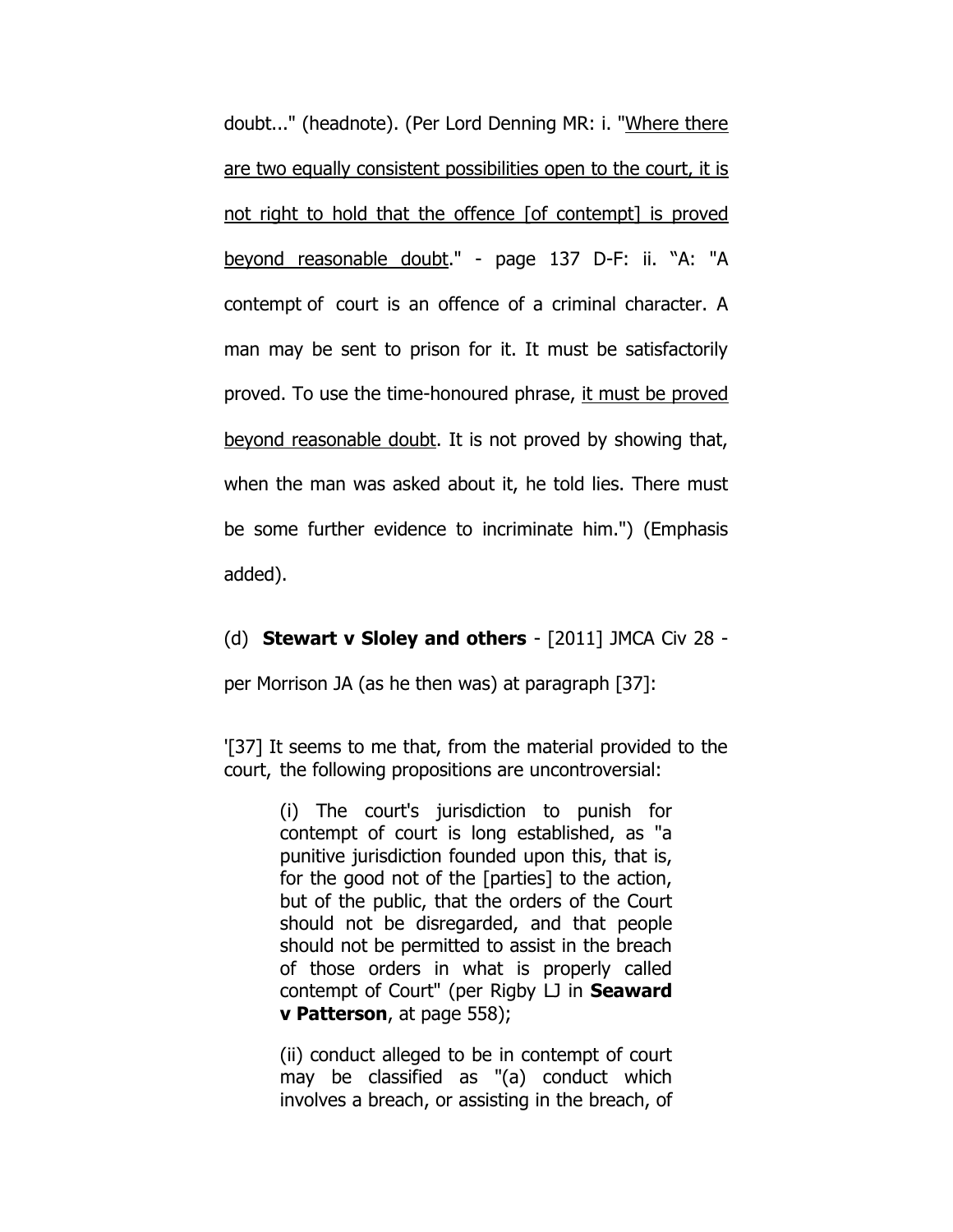doubt..." (headnote). (Per Lord Denning MR: i. "<u>Where there are two equally consistent possibilities open to the court, it is not right to hold that the offence [of contempt] is proved beyond reasonable doubt</u>." - page 137 D-F: ii. "A: "A contempt of court is an offence of a criminal character. A man may be sent to prison for it. It must be satisfactorily proved. To use the time-honoured phrase, <u>it must be proved beyond reasonable doubt</u>. It is not proved by showing that, when the man was asked about it, he told lies. There must be some further evidence to incriminate him.") (Emphasis added).

(d) **Stewart v Sloley and others** - [2011] JMCA Civ 28 - per Morrison JA (as he then was) at paragraph [37]:

'[37] It seems to me that, from the material provided to the court, the following propositions are uncontroversial:

> (i) The court's jurisdiction to punish for contempt of court is long established, as "a punitive jurisdiction founded upon this, that is, for the good not of the [parties] to the action, but of the public, that the orders of the Court should not be disregarded, and that people should not be permitted to assist in the breach of those orders in what is properly called contempt of Court" (per Rigby LJ in **Seaward v Patterson**, at page 558);
>
> (ii) conduct alleged to be in contempt of court may be classified as "(a) conduct which involves a breach, or assisting in the breach, of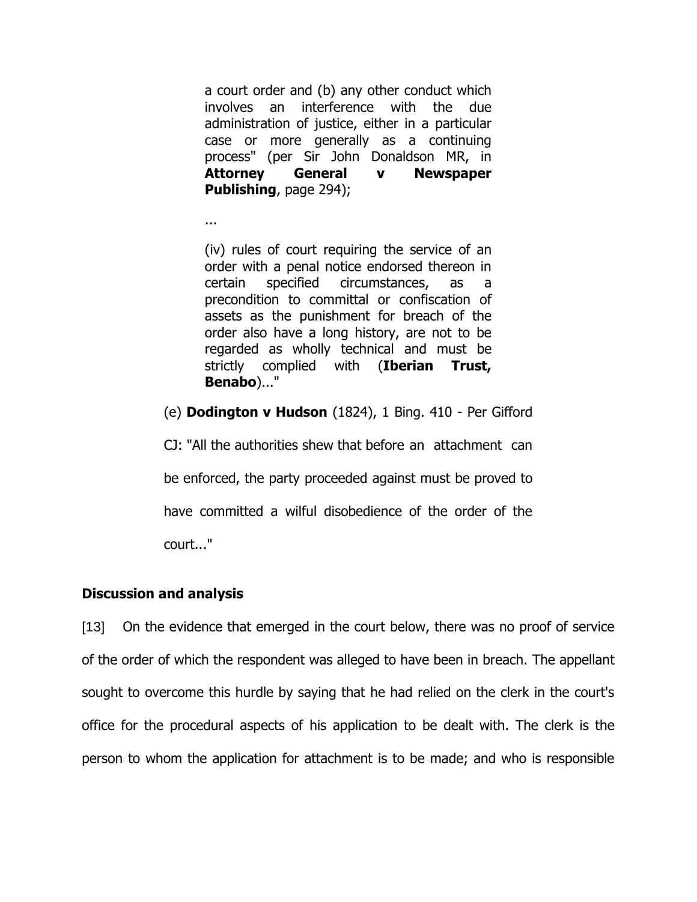> a court order and (b) any other conduct which involves an interference with the due administration of justice, either in a particular case or more generally as a continuing process" (per Sir John Donaldson MR, in **Attorney General v Newspaper Publishing**, page 294);
>
> ...
>
> (iv) rules of court requiring the service of an order with a penal notice endorsed thereon in certain specified circumstances, as a precondition to committal or confiscation of assets as the punishment for breach of the order also have a long history, are not to be regarded as wholly technical and must be strictly complied with (**Iberian Trust, Benabo**)..."

(e) **Dodington v Hudson** (1824), 1 Bing. 410 - Per Gifford CJ: "All the authorities shew that before an attachment can be enforced, the party proceeded against must be proved to have committed a wilful disobedience of the order of the court..."

## Discussion and analysis

[13] On the evidence that emerged in the court below, there was no proof of service of the order of which the respondent was alleged to have been in breach. The appellant sought to overcome this hurdle by saying that he had relied on the clerk in the court's office for the procedural aspects of his application to be dealt with. The clerk is the person to whom the application for attachment is to be made; and who is responsible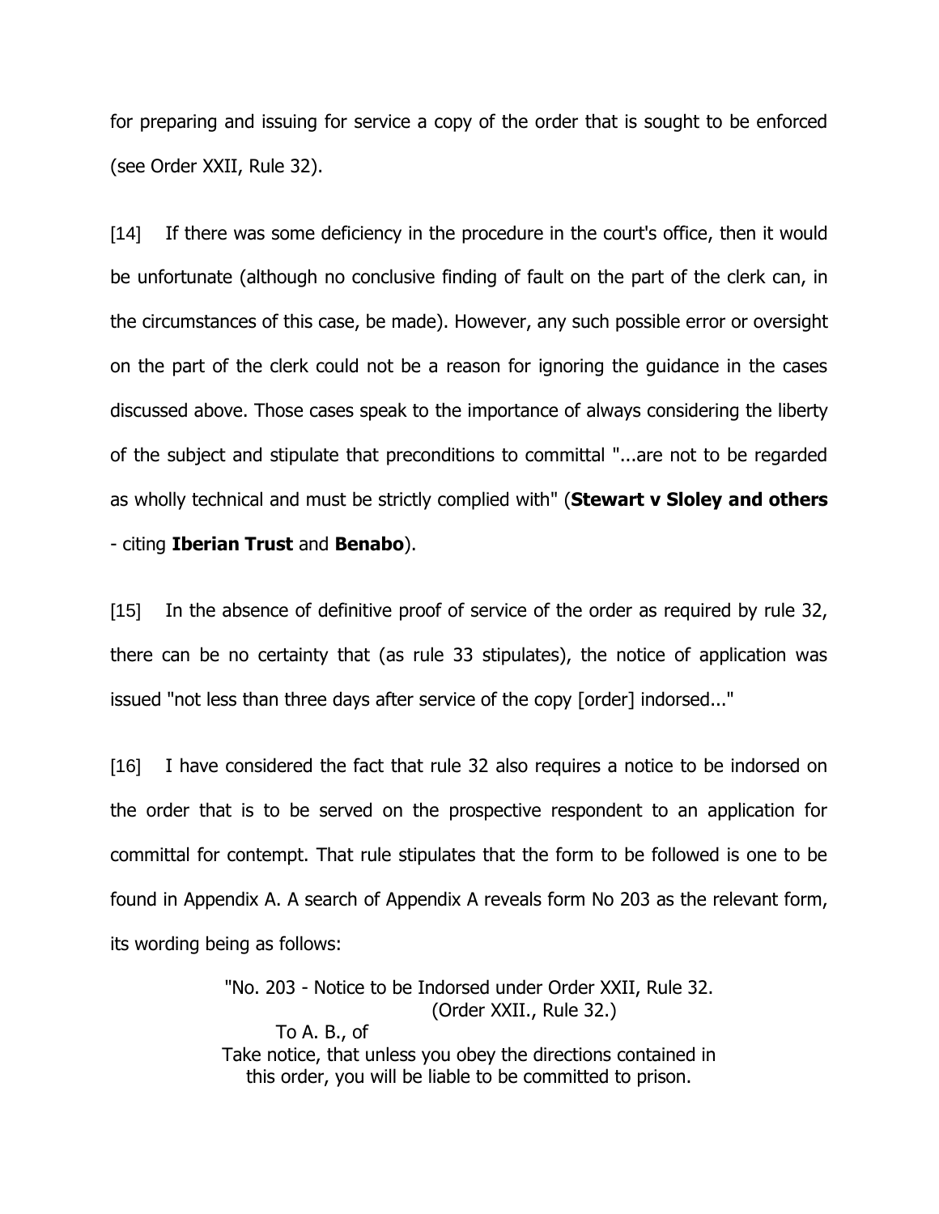for preparing and issuing for service a copy of the order that is sought to be enforced (see Order XXII, Rule 32).

[14] If there was some deficiency in the procedure in the court's office, then it would be unfortunate (although no conclusive finding of fault on the part of the clerk can, in the circumstances of this case, be made). However, any such possible error or oversight on the part of the clerk could not be a reason for ignoring the guidance in the cases discussed above. Those cases speak to the importance of always considering the liberty of the subject and stipulate that preconditions to committal "...are not to be regarded as wholly technical and must be strictly complied with" (**Stewart v Sloley and others** - citing **Iberian Trust** and **Benabo**).

[15] In the absence of definitive proof of service of the order as required by rule 32, there can be no certainty that (as rule 33 stipulates), the notice of application was issued "not less than three days after service of the copy [order] indorsed..."

[16] I have considered the fact that rule 32 also requires a notice to be indorsed on the order that is to be served on the prospective respondent to an application for committal for contempt. That rule stipulates that the form to be followed is one to be found in Appendix A. A search of Appendix A reveals form No 203 as the relevant form, its wording being as follows:

> "No. 203 - Notice to be Indorsed under Order XXII, Rule 32.
> (Order XXII., Rule 32.)
> To A. B., of
> Take notice, that unless you obey the directions contained in this order, you will be liable to be committed to prison.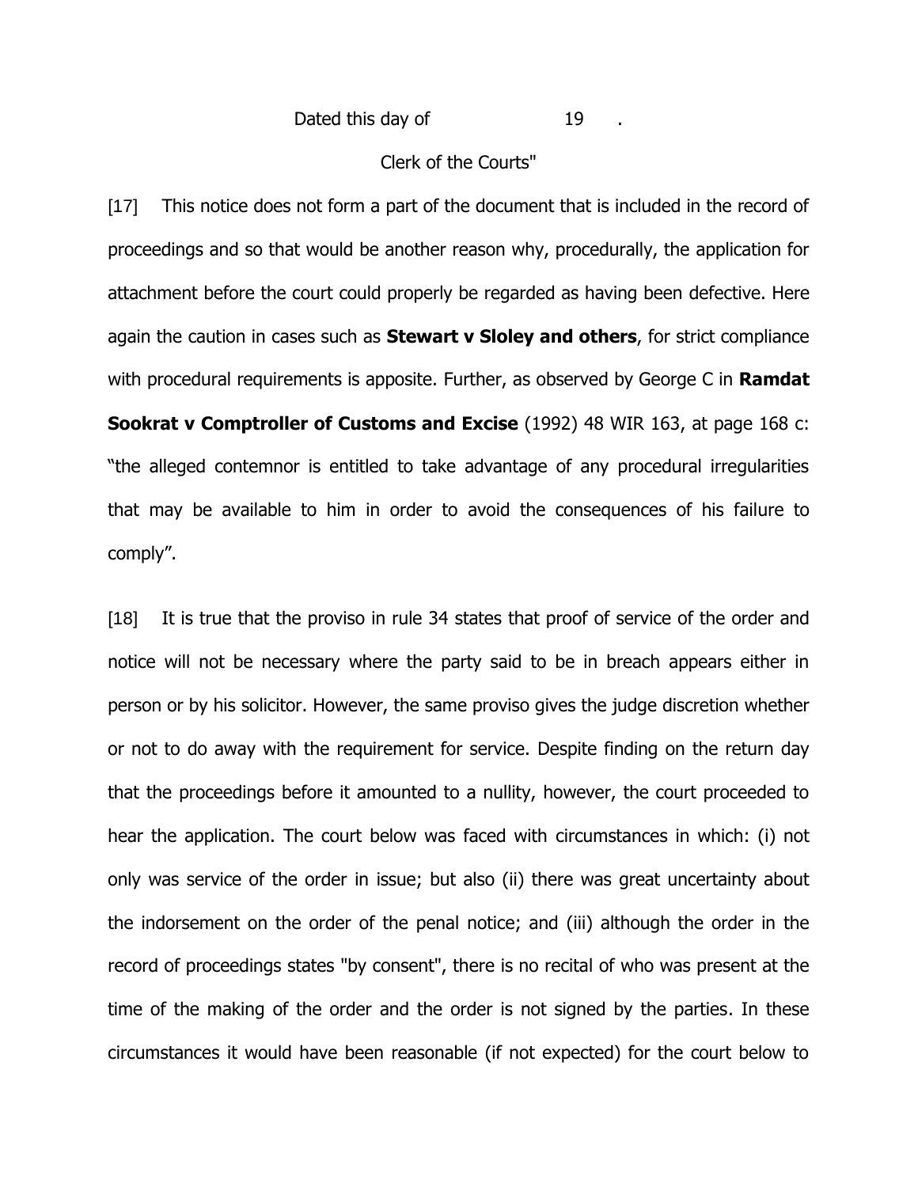Dated this day of                    19      .

Clerk of the Courts"

[17] This notice does not form a part of the document that is included in the record of proceedings and so that would be another reason why, procedurally, the application for attachment before the court could properly be regarded as having been defective. Here again the caution in cases such as **Stewart v Sloley and others**, for strict compliance with procedural requirements is apposite. Further, as observed by George C in **Ramdat Sookrat v Comptroller of Customs and Excise** (1992) 48 WIR 163, at page 168 c: "the alleged contemnor is entitled to take advantage of any procedural irregularities that may be available to him in order to avoid the consequences of his failure to comply".

[18] It is true that the proviso in rule 34 states that proof of service of the order and notice will not be necessary where the party said to be in breach appears either in person or by his solicitor. However, the same proviso gives the judge discretion whether or not to do away with the requirement for service. Despite finding on the return day that the proceedings before it amounted to a nullity, however, the court proceeded to hear the application. The court below was faced with circumstances in which: (i) not only was service of the order in issue; but also (ii) there was great uncertainty about the indorsement on the order of the penal notice; and (iii) although the order in the record of proceedings states "by consent", there is no recital of who was present at the time of the making of the order and the order is not signed by the parties. In these circumstances it would have been reasonable (if not expected) for the court below to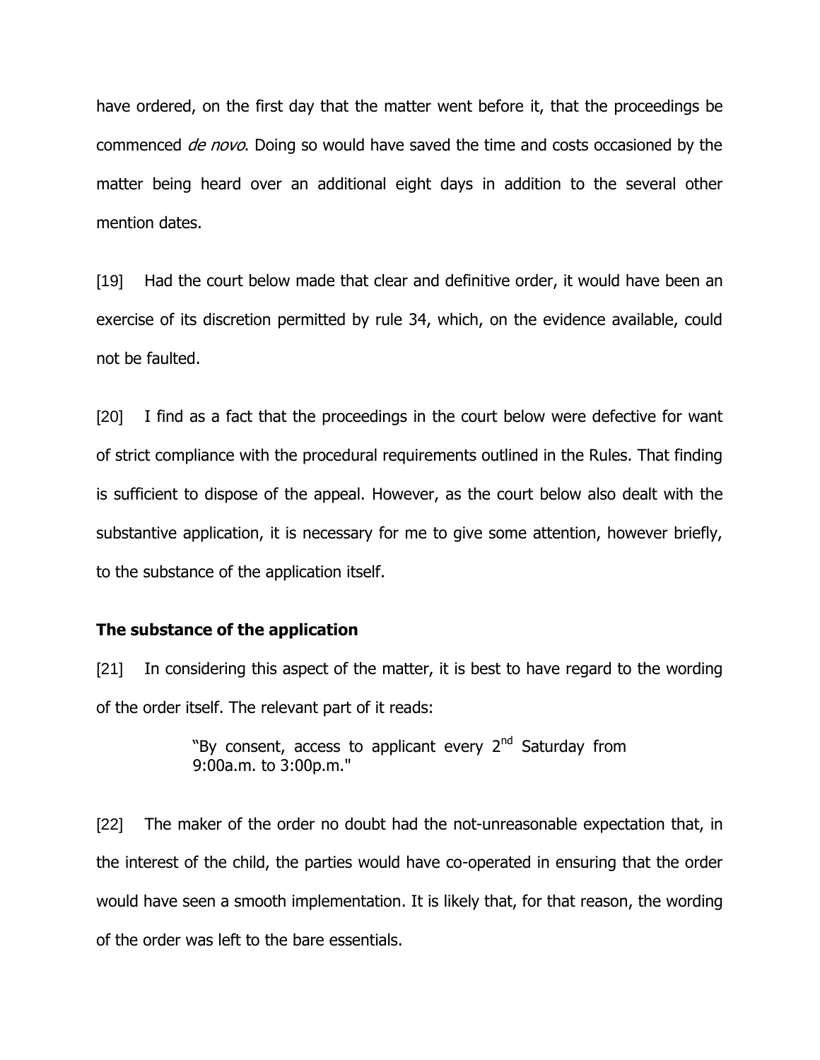have ordered, on the first day that the matter went before it, that the proceedings be commenced *de novo*. Doing so would have saved the time and costs occasioned by the matter being heard over an additional eight days in addition to the several other mention dates.

[19] Had the court below made that clear and definitive order, it would have been an exercise of its discretion permitted by rule 34, which, on the evidence available, could not be faulted.

[20] I find as a fact that the proceedings in the court below were defective for want of strict compliance with the procedural requirements outlined in the Rules. That finding is sufficient to dispose of the appeal. However, as the court below also dealt with the substantive application, it is necessary for me to give some attention, however briefly, to the substance of the application itself.

**The substance of the application**

[21] In considering this aspect of the matter, it is best to have regard to the wording of the order itself. The relevant part of it reads:

> "By consent, access to applicant every 2nd Saturday from 9:00a.m. to 3:00p.m."

[22] The maker of the order no doubt had the not-unreasonable expectation that, in the interest of the child, the parties would have co-operated in ensuring that the order would have seen a smooth implementation. It is likely that, for that reason, the wording of the order was left to the bare essentials.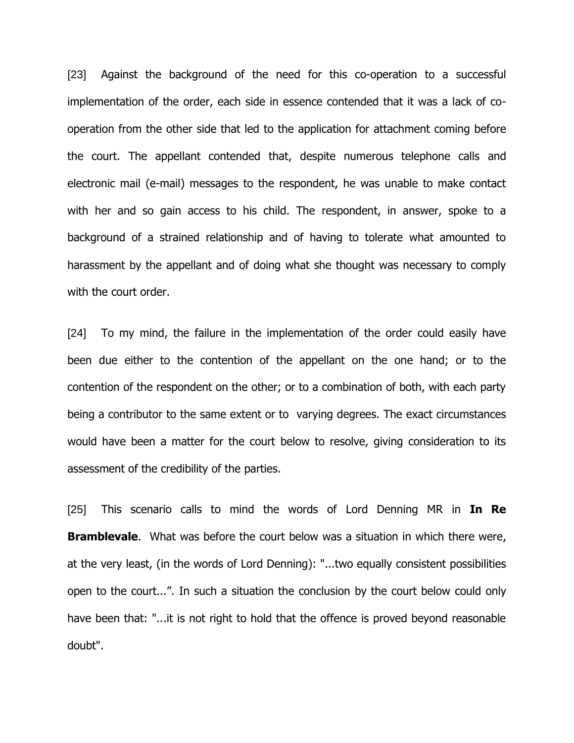[23] Against the background of the need for this co-operation to a successful implementation of the order, each side in essence contended that it was a lack of co-operation from the other side that led to the application for attachment coming before the court. The appellant contended that, despite numerous telephone calls and electronic mail (e-mail) messages to the respondent, he was unable to make contact with her and so gain access to his child. The respondent, in answer, spoke to a background of a strained relationship and of having to tolerate what amounted to harassment by the appellant and of doing what she thought was necessary to comply with the court order.

[24] To my mind, the failure in the implementation of the order could easily have been due either to the contention of the appellant on the one hand; or to the contention of the respondent on the other; or to a combination of both, with each party being a contributor to the same extent or to varying degrees. The exact circumstances would have been a matter for the court below to resolve, giving consideration to its assessment of the credibility of the parties.

[25] This scenario calls to mind the words of Lord Denning MR in **In Re Bramblevale**. What was before the court below was a situation in which there were, at the very least, (in the words of Lord Denning): "...two equally consistent possibilities open to the court...". In such a situation the conclusion by the court below could only have been that: "...it is not right to hold that the offence is proved beyond reasonable doubt".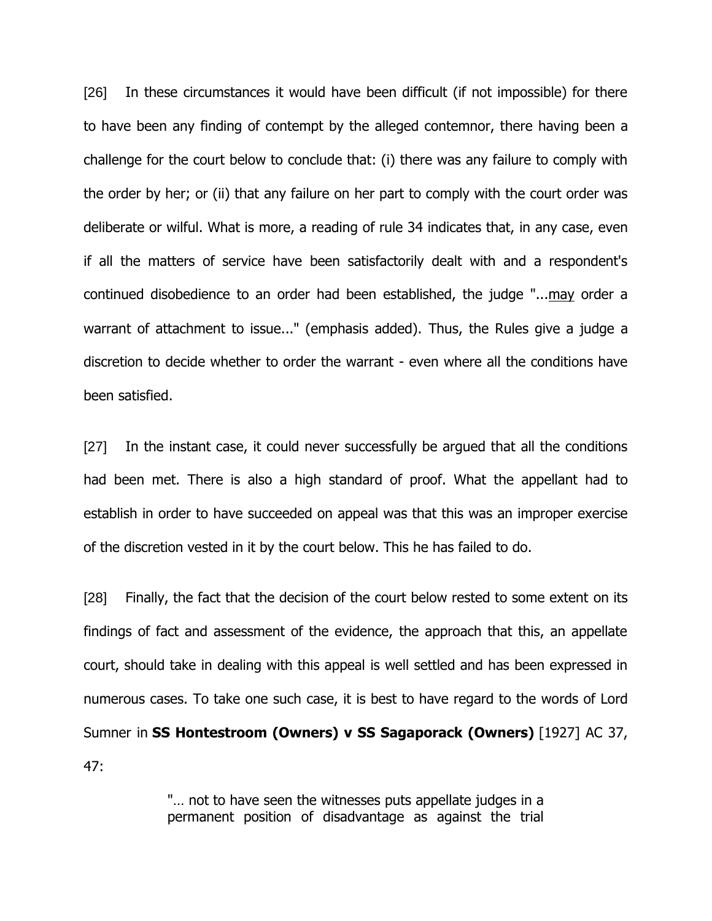[26] In these circumstances it would have been difficult (if not impossible) for there to have been any finding of contempt by the alleged contemnor, there having been a challenge for the court below to conclude that: (i) there was any failure to comply with the order by her; or (ii) that any failure on her part to comply with the court order was deliberate or wilful. What is more, a reading of rule 34 indicates that, in any case, even if all the matters of service have been satisfactorily dealt with and a respondent's continued disobedience to an order had been established, the judge "...<u>may</u> order a warrant of attachment to issue..." (emphasis added). Thus, the Rules give a judge a discretion to decide whether to order the warrant - even where all the conditions have been satisfied.

[27] In the instant case, it could never successfully be argued that all the conditions had been met. There is also a high standard of proof. What the appellant had to establish in order to have succeeded on appeal was that this was an improper exercise of the discretion vested in it by the court below. This he has failed to do.

[28] Finally, the fact that the decision of the court below rested to some extent on its findings of fact and assessment of the evidence, the approach that this, an appellate court, should take in dealing with this appeal is well settled and has been expressed in numerous cases. To take one such case, it is best to have regard to the words of Lord Sumner in **SS Hontestroom (Owners) v SS Sagaporack (Owners)** [1927] AC 37, 47:

> "… not to have seen the witnesses puts appellate judges in a permanent position of disadvantage as against the trial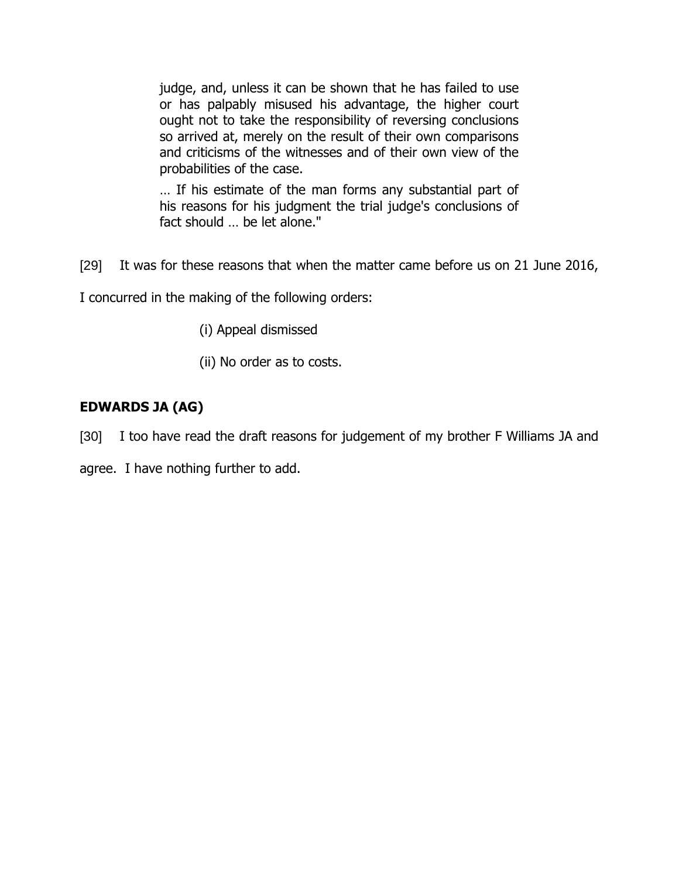> judge, and, unless it can be shown that he has failed to use or has palpably misused his advantage, the higher court ought not to take the responsibility of reversing conclusions so arrived at, merely on the result of their own comparisons and criticisms of the witnesses and of their own view of the probabilities of the case.
>
> … If his estimate of the man forms any substantial part of his reasons for his judgment the trial judge's conclusions of fact should … be let alone."

[29] It was for these reasons that when the matter came before us on 21 June 2016, I concurred in the making of the following orders:

(i) Appeal dismissed

(ii) No order as to costs.

**EDWARDS JA (AG)**

[30] I too have read the draft reasons for judgement of my brother F Williams JA and agree. I have nothing further to add.